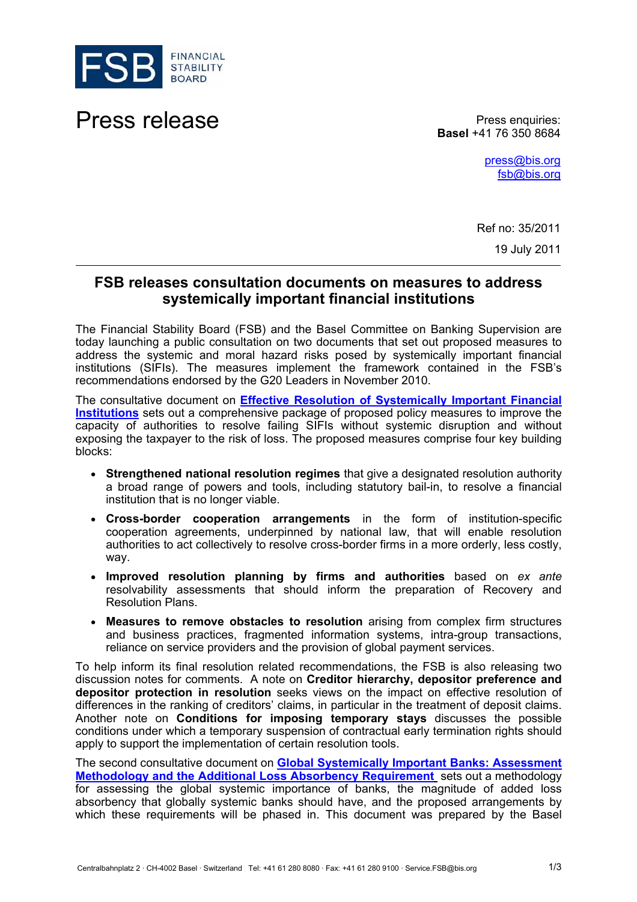FINANCIAL STABILITY BOARD

# Press release

Press enquiries:
**Basel** +41 76 350 8684

press@bis.org
fsb@bis.org

Ref no: 35/2011

19 July 2011

---

## FSB releases consultation documents on measures to address systemically important financial institutions

The Financial Stability Board (FSB) and the Basel Committee on Banking Supervision are today launching a public consultation on two documents that set out proposed measures to address the systemic and moral hazard risks posed by systemically important financial institutions (SIFIs). The measures implement the framework contained in the FSB's recommendations endorsed by the G20 Leaders in November 2010.

The consultative document on **Effective Resolution of Systemically Important Financial Institutions** sets out a comprehensive package of proposed policy measures to improve the capacity of authorities to resolve failing SIFIs without systemic disruption and without exposing the taxpayer to the risk of loss. The proposed measures comprise four key building blocks:

- **Strengthened national resolution regimes** that give a designated resolution authority a broad range of powers and tools, including statutory bail-in, to resolve a financial institution that is no longer viable.
- **Cross-border cooperation arrangements** in the form of institution-specific cooperation agreements, underpinned by national law, that will enable resolution authorities to act collectively to resolve cross-border firms in a more orderly, less costly, way.
- **Improved resolution planning by firms and authorities** based on *ex ante* resolvability assessments that should inform the preparation of Recovery and Resolution Plans.
- **Measures to remove obstacles to resolution** arising from complex firm structures and business practices, fragmented information systems, intra-group transactions, reliance on service providers and the provision of global payment services.

To help inform its final resolution related recommendations, the FSB is also releasing two discussion notes for comments. A note on **Creditor hierarchy, depositor preference and depositor protection in resolution** seeks views on the impact on effective resolution of differences in the ranking of creditors' claims, in particular in the treatment of deposit claims. Another note on **Conditions for imposing temporary stays** discusses the possible conditions under which a temporary suspension of contractual early termination rights should apply to support the implementation of certain resolution tools.

The second consultative document on **Global Systemically Important Banks: Assessment Methodology and the Additional Loss Absorbency Requirement** sets out a methodology for assessing the global systemic importance of banks, the magnitude of added loss absorbency that globally systemic banks should have, and the proposed arrangements by which these requirements will be phased in. This document was prepared by the Basel

Centralbahnplatz 2 · CH-4002 Basel · Switzerland Tel: +41 61 280 8080 · Fax: +41 61 280 9100 · Service.FSB@bis.org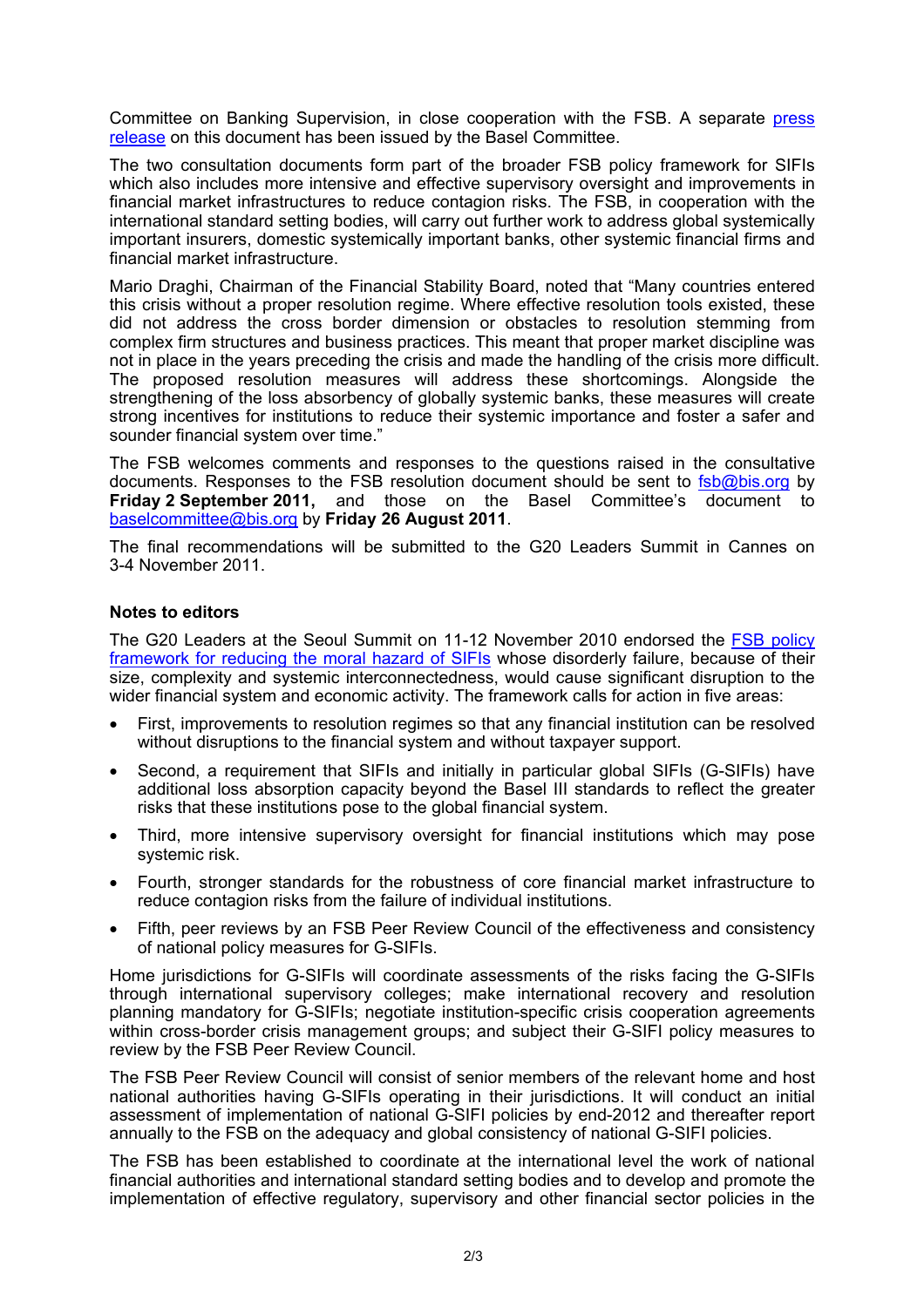Committee on Banking Supervision, in close cooperation with the FSB. A separate press release on this document has been issued by the Basel Committee.

The two consultation documents form part of the broader FSB policy framework for SIFIs which also includes more intensive and effective supervisory oversight and improvements in financial market infrastructures to reduce contagion risks. The FSB, in cooperation with the international standard setting bodies, will carry out further work to address global systemically important insurers, domestic systemically important banks, other systemic financial firms and financial market infrastructure.

Mario Draghi, Chairman of the Financial Stability Board, noted that "Many countries entered this crisis without a proper resolution regime. Where effective resolution tools existed, these did not address the cross border dimension or obstacles to resolution stemming from complex firm structures and business practices. This meant that proper market discipline was not in place in the years preceding the crisis and made the handling of the crisis more difficult. The proposed resolution measures will address these shortcomings. Alongside the strengthening of the loss absorbency of globally systemic banks, these measures will create strong incentives for institutions to reduce their systemic importance and foster a safer and sounder financial system over time."

The FSB welcomes comments and responses to the questions raised in the consultative documents. Responses to the FSB resolution document should be sent to fsb@bis.org by **Friday 2 September 2011,** and those on the Basel Committee's document to baselcommittee@bis.org by **Friday 26 August 2011**.

The final recommendations will be submitted to the G20 Leaders Summit in Cannes on 3-4 November 2011.

**Notes to editors**

The G20 Leaders at the Seoul Summit on 11-12 November 2010 endorsed the FSB policy framework for reducing the moral hazard of SIFIs whose disorderly failure, because of their size, complexity and systemic interconnectedness, would cause significant disruption to the wider financial system and economic activity. The framework calls for action in five areas:

- First, improvements to resolution regimes so that any financial institution can be resolved without disruptions to the financial system and without taxpayer support.
- Second, a requirement that SIFIs and initially in particular global SIFIs (G-SIFIs) have additional loss absorption capacity beyond the Basel III standards to reflect the greater risks that these institutions pose to the global financial system.
- Third, more intensive supervisory oversight for financial institutions which may pose systemic risk.
- Fourth, stronger standards for the robustness of core financial market infrastructure to reduce contagion risks from the failure of individual institutions.
- Fifth, peer reviews by an FSB Peer Review Council of the effectiveness and consistency of national policy measures for G-SIFIs.

Home jurisdictions for G-SIFIs will coordinate assessments of the risks facing the G-SIFIs through international supervisory colleges; make international recovery and resolution planning mandatory for G-SIFIs; negotiate institution-specific crisis cooperation agreements within cross-border crisis management groups; and subject their G-SIFI policy measures to review by the FSB Peer Review Council.

The FSB Peer Review Council will consist of senior members of the relevant home and host national authorities having G-SIFIs operating in their jurisdictions. It will conduct an initial assessment of implementation of national G-SIFI policies by end-2012 and thereafter report annually to the FSB on the adequacy and global consistency of national G-SIFI policies.

The FSB has been established to coordinate at the international level the work of national financial authorities and international standard setting bodies and to develop and promote the implementation of effective regulatory, supervisory and other financial sector policies in the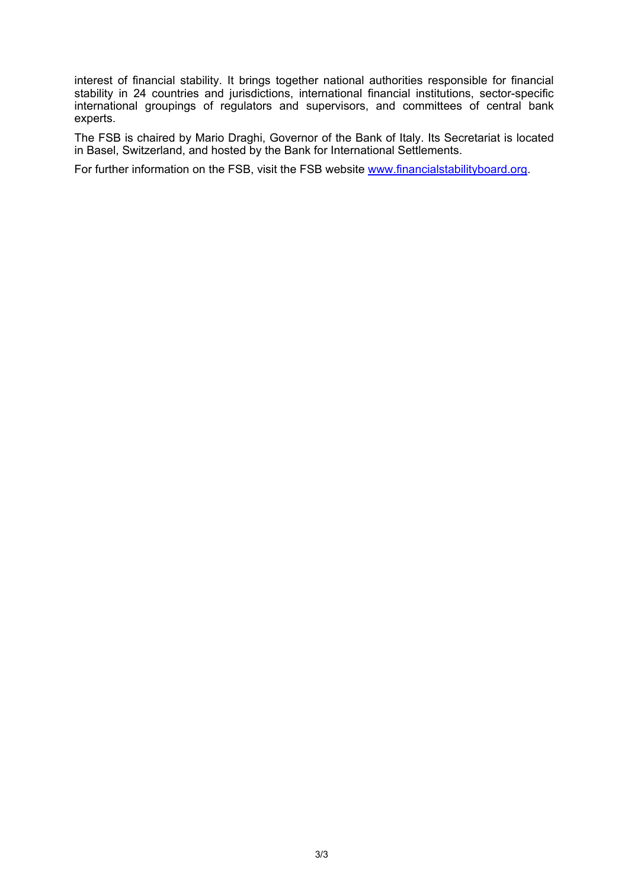interest of financial stability. It brings together national authorities responsible for financial stability in 24 countries and jurisdictions, international financial institutions, sector-specific international groupings of regulators and supervisors, and committees of central bank experts.

The FSB is chaired by Mario Draghi, Governor of the Bank of Italy. Its Secretariat is located in Basel, Switzerland, and hosted by the Bank for International Settlements.

For further information on the FSB, visit the FSB website [www.financialstabilityboard.org](http://www.financialstabilityboard.org).